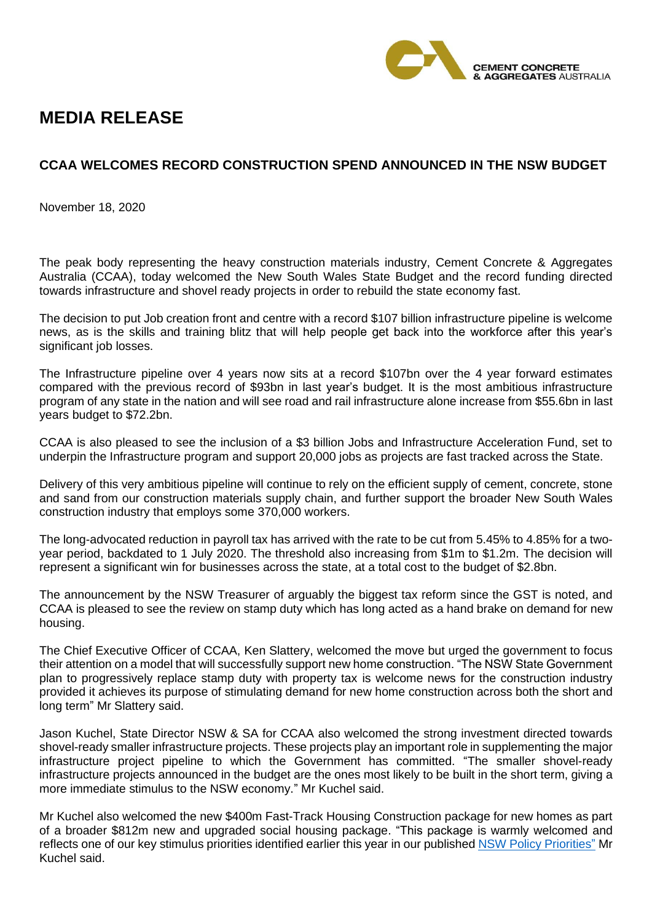CEMENT CONCRETE & AGGREGATES AUSTRALIA

# MEDIA RELEASE

## CCAA WELCOMES RECORD CONSTRUCTION SPEND ANNOUNCED IN THE NSW BUDGET

November 18, 2020

The peak body representing the heavy construction materials industry, Cement Concrete & Aggregates Australia (CCAA), today welcomed the New South Wales State Budget and the record funding directed towards infrastructure and shovel ready projects in order to rebuild the state economy fast.

The decision to put Job creation front and centre with a record $107 billion infrastructure pipeline is welcome news, as is the skills and training blitz that will help people get back into the workforce after this year's significant job losses.

The Infrastructure pipeline over 4 years now sits at a record $107bn over the 4 year forward estimates compared with the previous record of $93bn in last year's budget. It is the most ambitious infrastructure program of any state in the nation and will see road and rail infrastructure alone increase from $55.6bn in last years budget to $72.2bn.

CCAA is also pleased to see the inclusion of a $3 billion Jobs and Infrastructure Acceleration Fund, set to underpin the Infrastructure program and support 20,000 jobs as projects are fast tracked across the State.

Delivery of this very ambitious pipeline will continue to rely on the efficient supply of cement, concrete, stone and sand from our construction materials supply chain, and further support the broader New South Wales construction industry that employs some 370,000 workers.

The long-advocated reduction in payroll tax has arrived with the rate to be cut from 5.45% to 4.85% for a two-year period, backdated to 1 July 2020. The threshold also increasing from $1m to $1.2m. The decision will represent a significant win for businesses across the state, at a total cost to the budget of $2.8bn.

The announcement by the NSW Treasurer of arguably the biggest tax reform since the GST is noted, and CCAA is pleased to see the review on stamp duty which has long acted as a hand brake on demand for new housing.

The Chief Executive Officer of CCAA, Ken Slattery, welcomed the move but urged the government to focus their attention on a model that will successfully support new home construction. "The NSW State Government plan to progressively replace stamp duty with property tax is welcome news for the construction industry provided it achieves its purpose of stimulating demand for new home construction across both the short and long term" Mr Slattery said.

Jason Kuchel, State Director NSW & SA for CCAA also welcomed the strong investment directed towards shovel-ready smaller infrastructure projects. These projects play an important role in supplementing the major infrastructure project pipeline to which the Government has committed. "The smaller shovel-ready infrastructure projects announced in the budget are the ones most likely to be built in the short term, giving a more immediate stimulus to the NSW economy." Mr Kuchel said.

Mr Kuchel also welcomed the new $400m Fast-Track Housing Construction package for new homes as part of a broader $812m new and upgraded social housing package. "This package is warmly welcomed and reflects one of our key stimulus priorities identified earlier this year in our published NSW Policy Priorities" Mr Kuchel said.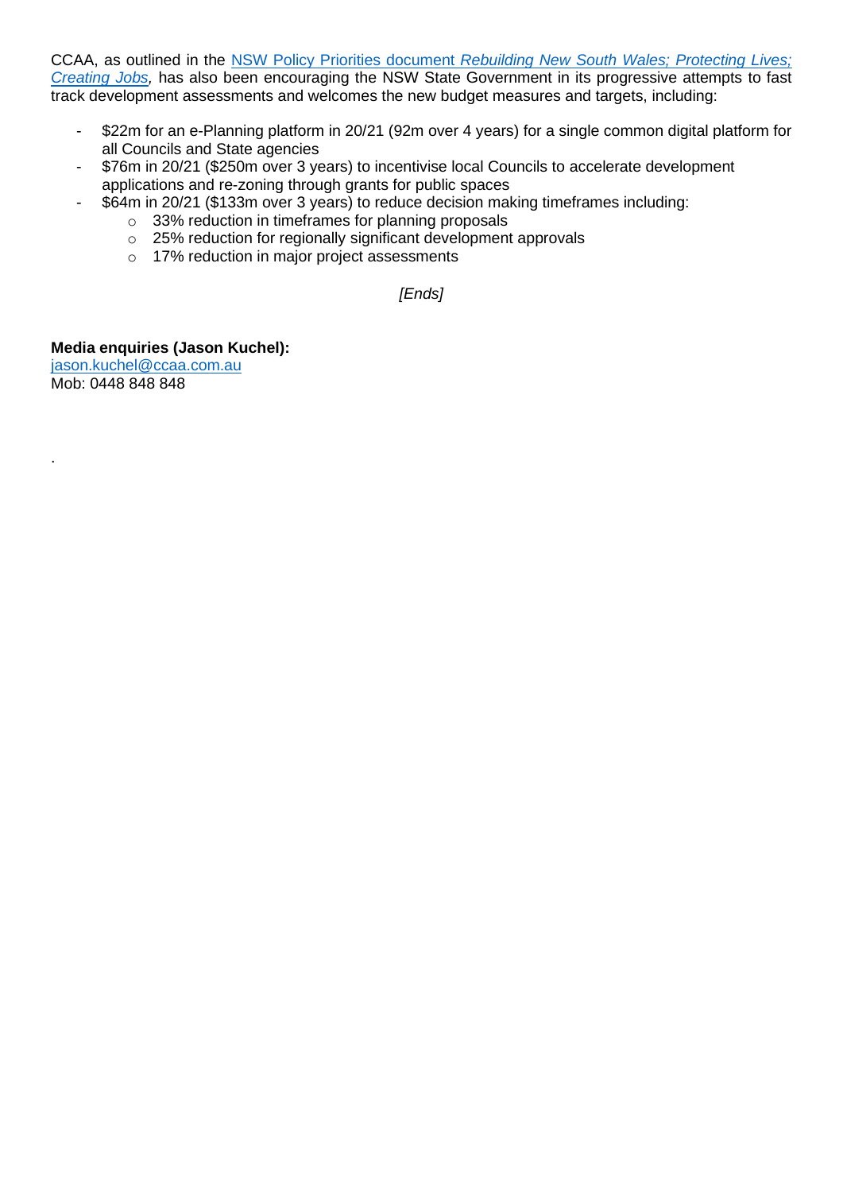CCAA, as outlined in the [NSW Policy Priorities document *Rebuilding New South Wales; Protecting Lives; Creating Jobs*](), has also been encouraging the NSW State Government in its progressive attempts to fast track development assessments and welcomes the new budget measures and targets, including:

- $22m for an e-Planning platform in 20/21 (92m over 4 years) for a single common digital platform for all Councils and State agencies
- $76m in 20/21 ($250m over 3 years) to incentivise local Councils to accelerate development applications and re-zoning through grants for public spaces
- $64m in 20/21 ($133m over 3 years) to reduce decision making timeframes including:
  - 33% reduction in timeframes for planning proposals
  - 25% reduction for regionally significant development approvals
  - 17% reduction in major project assessments

*[Ends]*

**Media enquiries (Jason Kuchel):**
jason.kuchel@ccaa.com.au
Mob: 0448 848 848

.